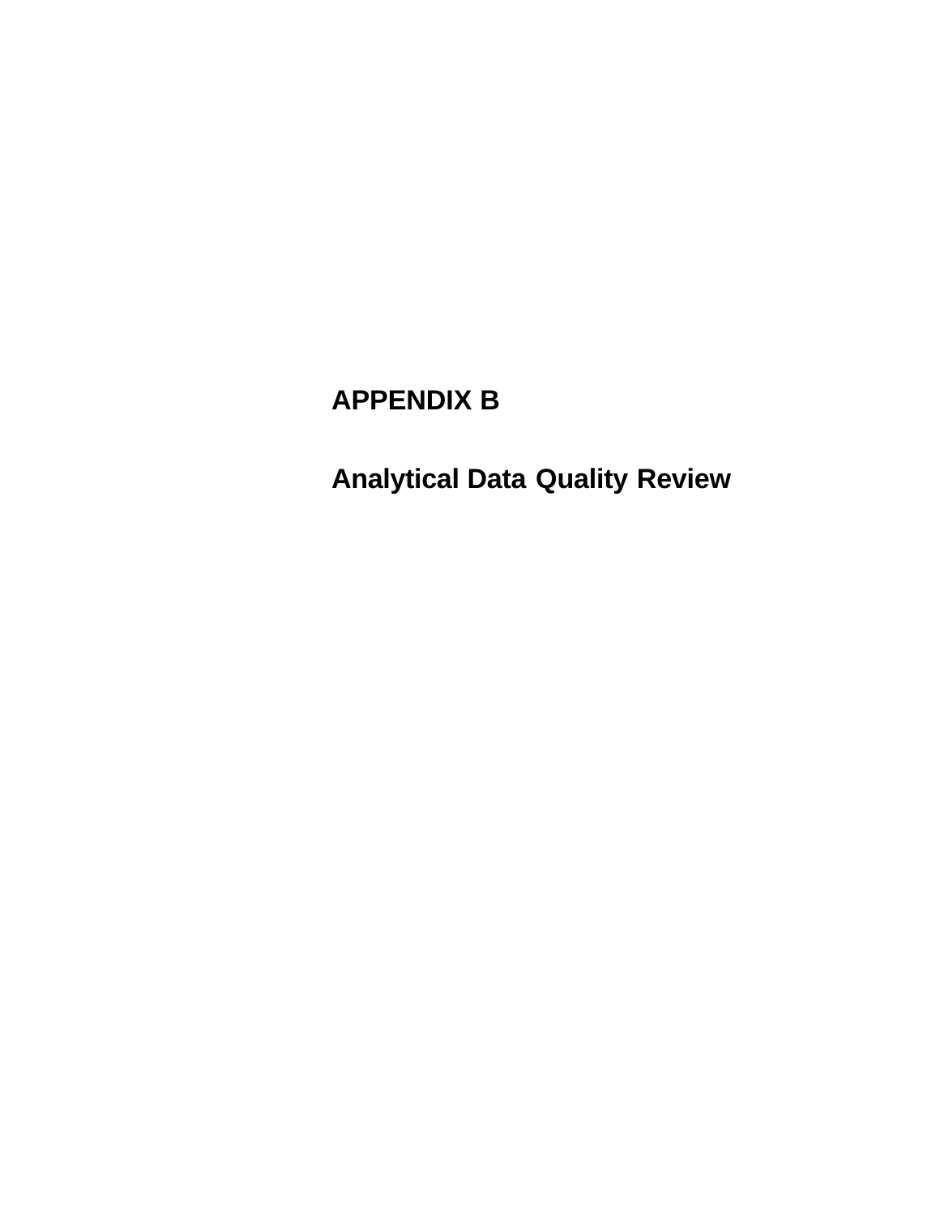# APPENDIX B

# Analytical Data Quality Review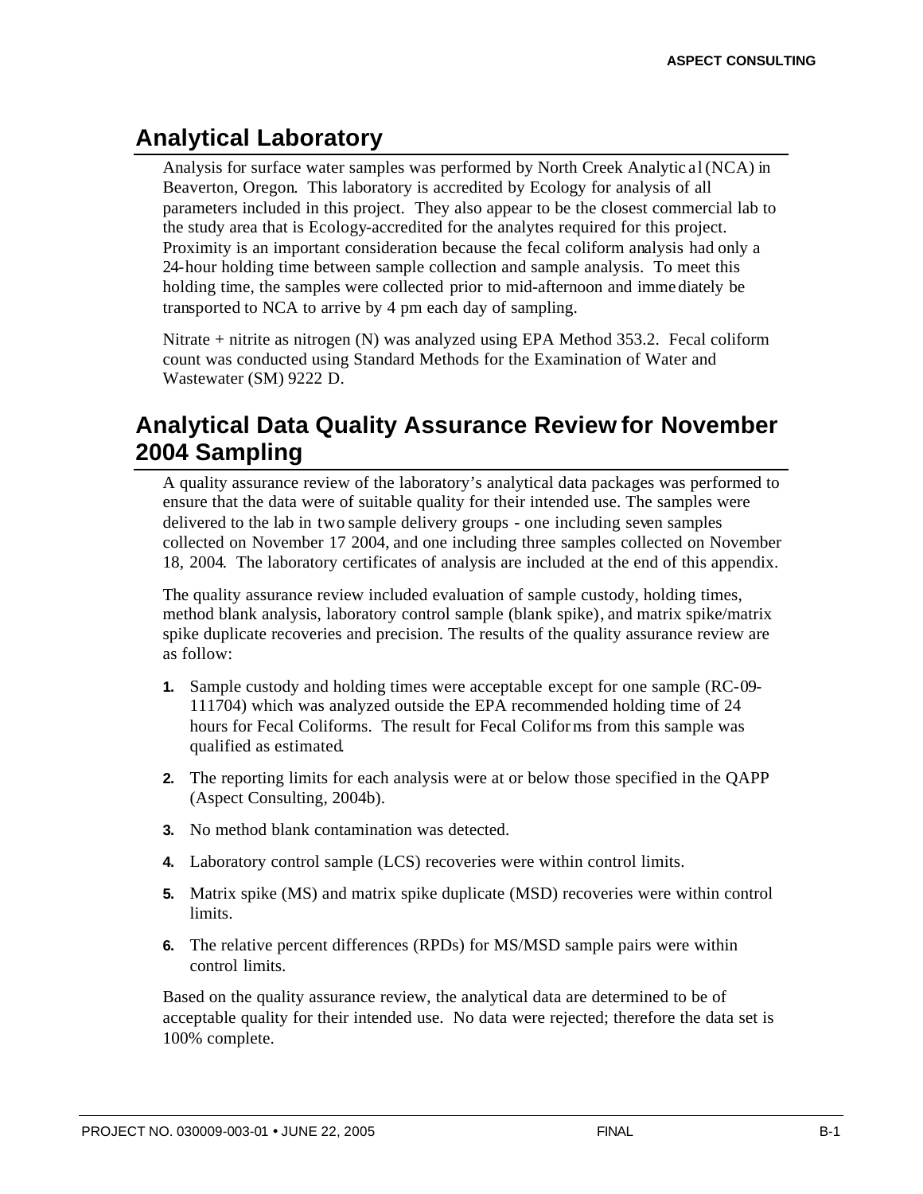## Analytical Laboratory

Analysis for surface water samples was performed by North Creek Analytical (NCA) in Beaverton, Oregon. This laboratory is accredited by Ecology for analysis of all parameters included in this project. They also appear to be the closest commercial lab to the study area that is Ecology-accredited for the analytes required for this project. Proximity is an important consideration because the fecal coliform analysis had only a 24-hour holding time between sample collection and sample analysis. To meet this holding time, the samples were collected prior to mid-afternoon and immediately be transported to NCA to arrive by 4 pm each day of sampling.

Nitrate + nitrite as nitrogen (N) was analyzed using EPA Method 353.2. Fecal coliform count was conducted using Standard Methods for the Examination of Water and Wastewater (SM) 9222 D.

## Analytical Data Quality Assurance Review for November 2004 Sampling

A quality assurance review of the laboratory's analytical data packages was performed to ensure that the data were of suitable quality for their intended use. The samples were delivered to the lab in two sample delivery groups - one including seven samples collected on November 17 2004, and one including three samples collected on November 18, 2004. The laboratory certificates of analysis are included at the end of this appendix.

The quality assurance review included evaluation of sample custody, holding times, method blank analysis, laboratory control sample (blank spike), and matrix spike/matrix spike duplicate recoveries and precision. The results of the quality assurance review are as follow:

1. Sample custody and holding times were acceptable except for one sample (RC-09-111704) which was analyzed outside the EPA recommended holding time of 24 hours for Fecal Coliforms. The result for Fecal Coliforms from this sample was qualified as estimated.
2. The reporting limits for each analysis were at or below those specified in the QAPP (Aspect Consulting, 2004b).
3. No method blank contamination was detected.
4. Laboratory control sample (LCS) recoveries were within control limits.
5. Matrix spike (MS) and matrix spike duplicate (MSD) recoveries were within control limits.
6. The relative percent differences (RPDs) for MS/MSD sample pairs were within control limits.

Based on the quality assurance review, the analytical data are determined to be of acceptable quality for their intended use. No data were rejected; therefore the data set is 100% complete.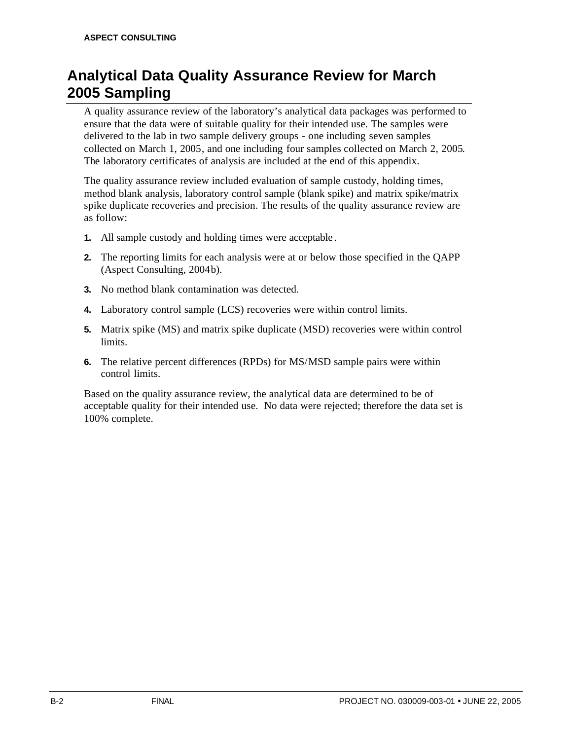# Analytical Data Quality Assurance Review for March 2005 Sampling

A quality assurance review of the laboratory's analytical data packages was performed to ensure that the data were of suitable quality for their intended use. The samples were delivered to the lab in two sample delivery groups - one including seven samples collected on March 1, 2005, and one including four samples collected on March 2, 2005. The laboratory certificates of analysis are included at the end of this appendix.

The quality assurance review included evaluation of sample custody, holding times, method blank analysis, laboratory control sample (blank spike) and matrix spike/matrix spike duplicate recoveries and precision. The results of the quality assurance review are as follow:

1. All sample custody and holding times were acceptable.
2. The reporting limits for each analysis were at or below those specified in the QAPP (Aspect Consulting, 2004b).
3. No method blank contamination was detected.
4. Laboratory control sample (LCS) recoveries were within control limits.
5. Matrix spike (MS) and matrix spike duplicate (MSD) recoveries were within control limits.
6. The relative percent differences (RPDs) for MS/MSD sample pairs were within control limits.

Based on the quality assurance review, the analytical data are determined to be of acceptable quality for their intended use. No data were rejected; therefore the data set is 100% complete.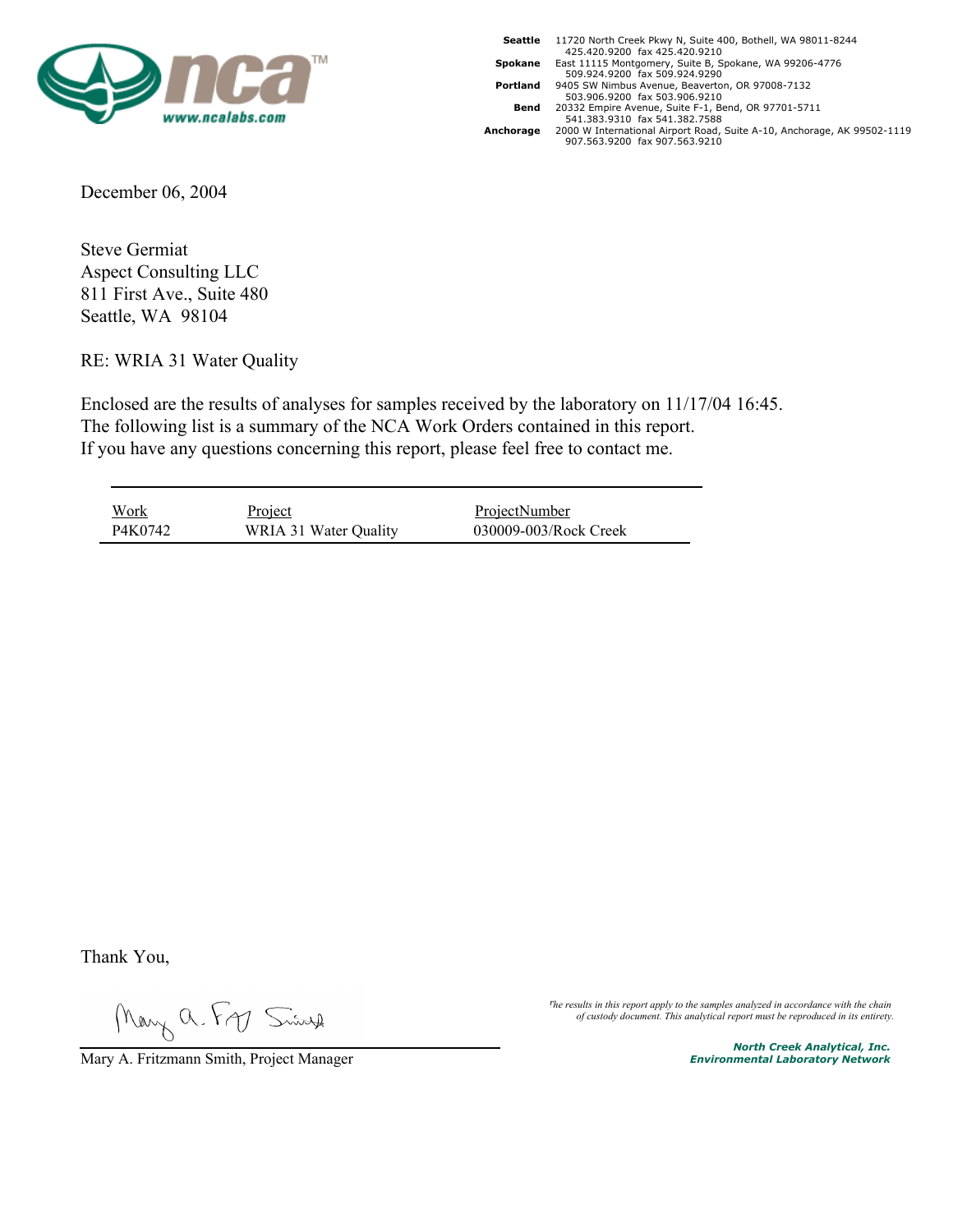| | |
|---|---|
| **Seattle** | 11720 North Creek Pkwy N, Suite 400, Bothell, WA 98011-8244<br>425.420.9200 fax 425.420.9210 |
| **Spokane** | East 11115 Montgomery, Suite B, Spokane, WA 99206-4776<br>509.924.9200 fax 509.924.9290 |
| **Portland** | 9405 SW Nimbus Avenue, Beaverton, OR 97008-7132<br>503.906.9200 fax 503.906.9210 |
| **Bend** | 20332 Empire Avenue, Suite F-1, Bend, OR 97701-5711<br>541.383.9310 fax 541.382.7588 |
| **Anchorage** | 2000 W International Airport Road, Suite A-10, Anchorage, AK 99502-1119<br>907.563.9200 fax 907.563.9210 |

www.ncalabs.com

December 06, 2004

Steve Germiat
Aspect Consulting LLC
811 First Ave., Suite 480
Seattle, WA 98104

RE: WRIA 31 Water Quality

Enclosed are the results of analyses for samples received by the laboratory on 11/17/04 16:45.
The following list is a summary of the NCA Work Orders contained in this report.
If you have any questions concerning this report, please feel free to contact me.

| Work | Project | ProjectNumber |
|---|---|---|
| P4K0742 | WRIA 31 Water Quality | 030009-003/Rock Creek |

Thank You,

Mary A. Fritzmann Smith, Project Manager

*The results in this report apply to the samples analyzed in accordance with the chain of custody document. This analytical report must be reproduced in its entirety.*

***North Creek Analytical, Inc.***
***Environmental Laboratory Network***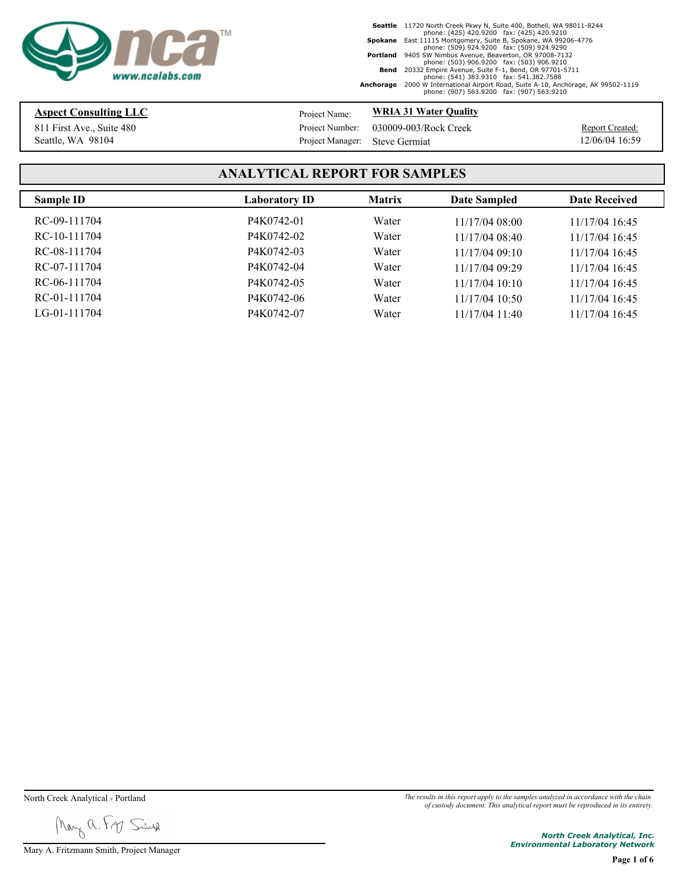Seattle 11720 North Creek Pkwy N, Suite 400, Bothell, WA 98011-8244
phone: (425) 420.9200 fax: (425) 420.9210
Spokane East 11115 Montgomery, Suite B, Spokane, WA 99206-4776
phone: (509) 924.9200 fax: (509) 924.9290
Portland 9405 SW Nimbus Avenue, Beaverton, OR 97008-7132
phone: (503) 906.9200 fax: (503) 906.9210
Bend 20332 Empire Avenue, Suite F-1, Bend, OR 97701-5711
phone: (541) 383.9310 fax: 541.382.7588
Anchorage 2000 W International Airport Road, Suite A-10, Anchorage, AK 99502-1119
phone: (907) 563.9200 fax: (907) 563.9210

**Aspect Consulting LLC**
811 First Ave., Suite 480
Seattle, WA 98104

Project Name: **WRIA 31 Water Quality**
Project Number: 030009-003/Rock Creek
Project Manager: Steve Germiat

Report Created: 12/06/04 16:59

## ANALYTICAL REPORT FOR SAMPLES

| Sample ID | Laboratory ID | Matrix | Date Sampled | Date Received |
|---|---|---|---|---|
| RC-09-111704 | P4K0742-01 | Water | 11/17/04 08:00 | 11/17/04 16:45 |
| RC-10-111704 | P4K0742-02 | Water | 11/17/04 08:40 | 11/17/04 16:45 |
| RC-08-111704 | P4K0742-03 | Water | 11/17/04 09:10 | 11/17/04 16:45 |
| RC-07-111704 | P4K0742-04 | Water | 11/17/04 09:29 | 11/17/04 16:45 |
| RC-06-111704 | P4K0742-05 | Water | 11/17/04 10:10 | 11/17/04 16:45 |
| RC-01-111704 | P4K0742-06 | Water | 11/17/04 10:50 | 11/17/04 16:45 |
| LG-01-111704 | P4K0742-07 | Water | 11/17/04 11:40 | 11/17/04 16:45 |

North Creek Analytical - Portland

Mary A. Fritzmann Smith, Project Manager

*The results in this report apply to the samples analyzed in accordance with the chain of custody document. This analytical report must be reproduced in its entirety.*

*North Creek Analytical, Inc.*
*Environmental Laboratory Network*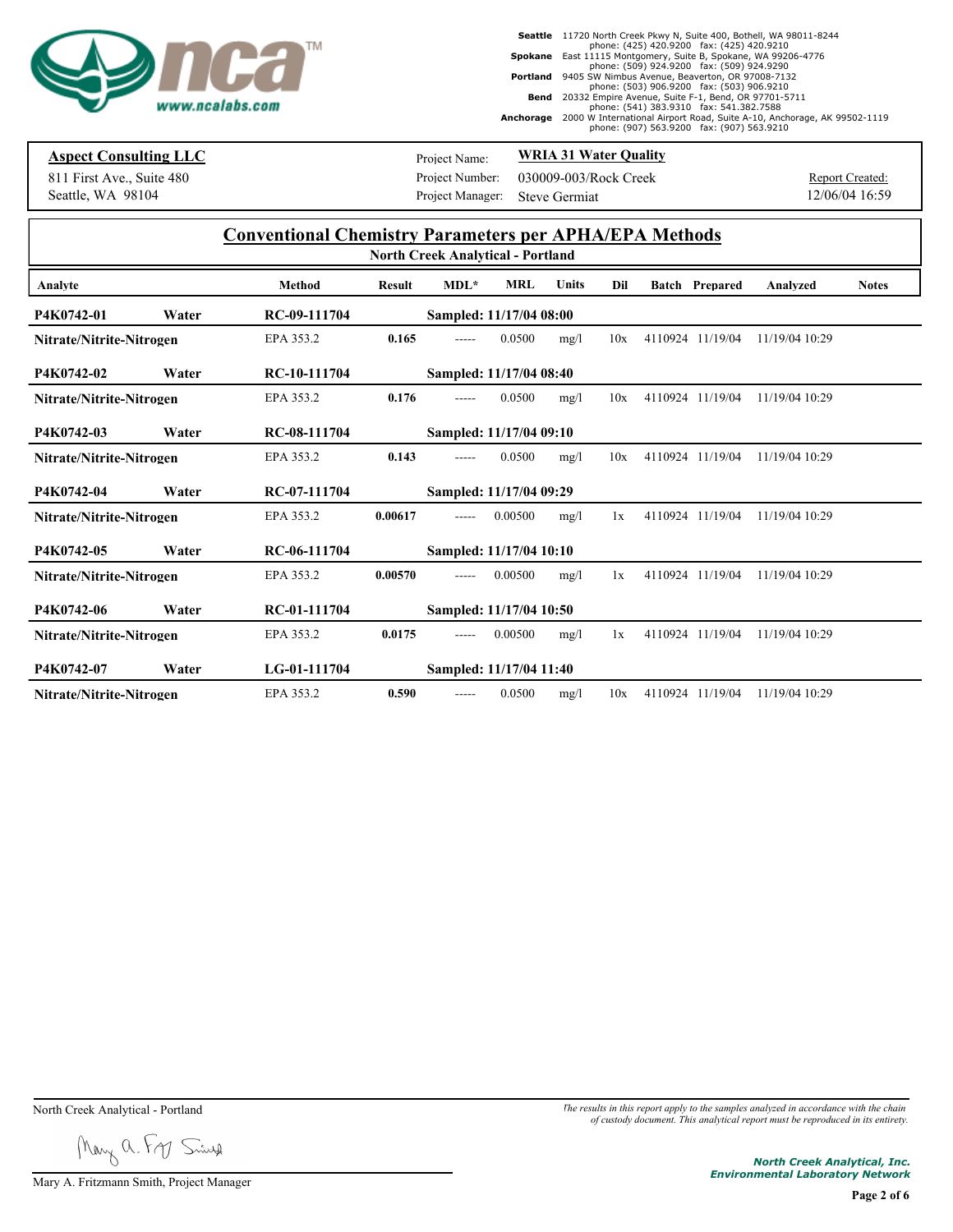**Seattle** 11720 North Creek Pkwy N, Suite 400, Bothell, WA 98011-8244
phone: (425) 420.9200 fax: (425) 420.9210
**Spokane** East 11115 Montgomery, Suite B, Spokane, WA 99206-4776
phone: (509) 924.9200 fax: (509) 924.9290
**Portland** 9405 SW Nimbus Avenue, Beaverton, OR 97008-7132
phone: (503) 906.9200 fax: (503) 906.9210
**Bend** 20332 Empire Avenue, Suite F-1, Bend, OR 97701-5711
phone: (541) 383.9310 fax: 541.382.7588
**Anchorage** 2000 W International Airport Road, Suite A-10, Anchorage, AK 99502-1119
phone: (907) 563.9200 fax: (907) 563.9210

**Aspect Consulting LLC**
811 First Ave., Suite 480
Seattle, WA 98104

Project Name: **WRIA 31 Water Quality**
Project Number: 030009-003/Rock Creek
Project Manager: Steve Germiat

Report Created: 12/06/04 16:59

## Conventional Chemistry Parameters per APHA/EPA Methods

**North Creek Analytical - Portland**

| Analyte | | Method | Result | MDL* | MRL | Units | Dil | Batch | Prepared | Analyzed | Notes |
|---|---|---|---|---|---|---|---|---|---|---|---|
| **P4K0742-01** | **Water** | **RC-09-111704** | | **Sampled: 11/17/04 08:00** | | | | | | | |
| **Nitrate/Nitrite-Nitrogen** | | EPA 353.2 | **0.165** | ----- | 0.0500 | mg/l | 10x | 4110924 | 11/19/04 | 11/19/04 10:29 | |
| **P4K0742-02** | **Water** | **RC-10-111704** | | **Sampled: 11/17/04 08:40** | | | | | | | |
| **Nitrate/Nitrite-Nitrogen** | | EPA 353.2 | **0.176** | ----- | 0.0500 | mg/l | 10x | 4110924 | 11/19/04 | 11/19/04 10:29 | |
| **P4K0742-03** | **Water** | **RC-08-111704** | | **Sampled: 11/17/04 09:10** | | | | | | | |
| **Nitrate/Nitrite-Nitrogen** | | EPA 353.2 | **0.143** | ----- | 0.0500 | mg/l | 10x | 4110924 | 11/19/04 | 11/19/04 10:29 | |
| **P4K0742-04** | **Water** | **RC-07-111704** | | **Sampled: 11/17/04 09:29** | | | | | | | |
| **Nitrate/Nitrite-Nitrogen** | | EPA 353.2 | **0.00617** | ----- | 0.00500 | mg/l | 1x | 4110924 | 11/19/04 | 11/19/04 10:29 | |
| **P4K0742-05** | **Water** | **RC-06-111704** | | **Sampled: 11/17/04 10:10** | | | | | | | |
| **Nitrate/Nitrite-Nitrogen** | | EPA 353.2 | **0.00570** | ----- | 0.00500 | mg/l | 1x | 4110924 | 11/19/04 | 11/19/04 10:29 | |
| **P4K0742-06** | **Water** | **RC-01-111704** | | **Sampled: 11/17/04 10:50** | | | | | | | |
| **Nitrate/Nitrite-Nitrogen** | | EPA 353.2 | **0.0175** | ----- | 0.00500 | mg/l | 1x | 4110924 | 11/19/04 | 11/19/04 10:29 | |
| **P4K0742-07** | **Water** | **LG-01-111704** | | **Sampled: 11/17/04 11:40** | | | | | | | |
| **Nitrate/Nitrite-Nitrogen** | | EPA 353.2 | **0.590** | ----- | 0.0500 | mg/l | 10x | 4110924 | 11/19/04 | 11/19/04 10:29 | |

North Creek Analytical - Portland

Mary A. Fritzmann Smith, Project Manager

*The results in this report apply to the samples analyzed in accordance with the chain of custody document. This analytical report must be reproduced in its entirety.*

***North Creek Analytical, Inc.***
***Environmental Laboratory Network***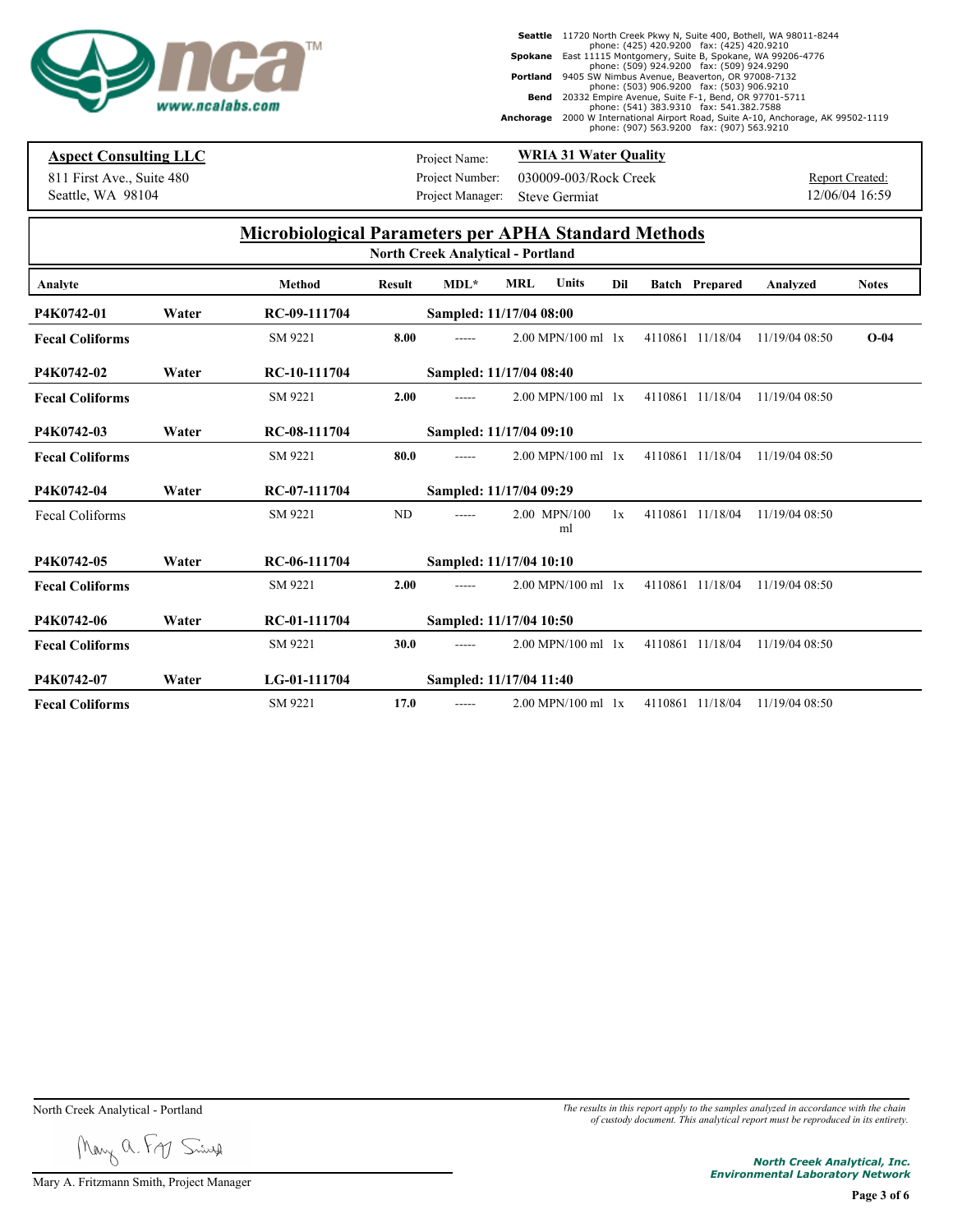**nca**™ www.ncalabs.com

**Seattle** 11720 North Creek Pkwy N, Suite 400, Bothell, WA 98011-8244 phone: (425) 420.9200 fax: (425) 420.9210
**Spokane** East 11115 Montgomery, Suite B, Spokane, WA 99206-4776 phone: (509) 924.9200 fax: (509) 924.9290
**Portland** 9405 SW Nimbus Avenue, Beaverton, OR 97008-7132 phone: (503) 906.9200 fax: (503) 906.9210
**Bend** 20332 Empire Avenue, Suite F-1, Bend, OR 97701-5711 phone: (541) 383.9310 fax: 541.382.7588
**Anchorage** 2000 W International Airport Road, Suite A-10, Anchorage, AK 99502-1119 phone: (907) 563.9200 fax: (907) 563.9210

**Aspect Consulting LLC**
811 First Ave., Suite 480
Seattle, WA 98104

Project Name: **WRIA 31 Water Quality**
Project Number: 030009-003/Rock Creek
Project Manager: Steve Germiat

Report Created: 12/06/04 16:59

## Microbiological Parameters per APHA Standard Methods

**North Creek Analytical - Portland**

| Analyte | | Method | Result | MDL* | MRL | Units | Dil | Batch | Prepared | Analyzed | Notes |
|---|---|---|---|---|---|---|---|---|---|---|---|
| **P4K0742-01** | **Water** | **RC-09-111704** | | **Sampled: 11/17/04 08:00** | | | | | | | |
| **Fecal Coliforms** | | SM 9221 | **8.00** | ----- | 2.00 | MPN/100 ml | 1x | 4110861 | 11/18/04 | 11/19/04 08:50 | **O-04** |
| **P4K0742-02** | **Water** | **RC-10-111704** | | **Sampled: 11/17/04 08:40** | | | | | | | |
| **Fecal Coliforms** | | SM 9221 | **2.00** | ----- | 2.00 | MPN/100 ml | 1x | 4110861 | 11/18/04 | 11/19/04 08:50 | |
| **P4K0742-03** | **Water** | **RC-08-111704** | | **Sampled: 11/17/04 09:10** | | | | | | | |
| **Fecal Coliforms** | | SM 9221 | **80.0** | ----- | 2.00 | MPN/100 ml | 1x | 4110861 | 11/18/04 | 11/19/04 08:50 | |
| **P4K0742-04** | **Water** | **RC-07-111704** | | **Sampled: 11/17/04 09:29** | | | | | | | |
| Fecal Coliforms | | SM 9221 | ND | ----- | 2.00 | MPN/100 ml | 1x | 4110861 | 11/18/04 | 11/19/04 08:50 | |
| **P4K0742-05** | **Water** | **RC-06-111704** | | **Sampled: 11/17/04 10:10** | | | | | | | |
| **Fecal Coliforms** | | SM 9221 | **2.00** | ----- | 2.00 | MPN/100 ml | 1x | 4110861 | 11/18/04 | 11/19/04 08:50 | |
| **P4K0742-06** | **Water** | **RC-01-111704** | | **Sampled: 11/17/04 10:50** | | | | | | | |
| **Fecal Coliforms** | | SM 9221 | **30.0** | ----- | 2.00 | MPN/100 ml | 1x | 4110861 | 11/18/04 | 11/19/04 08:50 | |
| **P4K0742-07** | **Water** | **LG-01-111704** | | **Sampled: 11/17/04 11:40** | | | | | | | |
| **Fecal Coliforms** | | SM 9221 | **17.0** | ----- | 2.00 | MPN/100 ml | 1x | 4110861 | 11/18/04 | 11/19/04 08:50 | |

North Creek Analytical - Portland

Mary A. Fritzmann Smith, Project Manager

*The results in this report apply to the samples analyzed in accordance with the chain of custody document. This analytical report must be reproduced in its entirety.*

***North Creek Analytical, Inc.***
***Environmental Laboratory Network***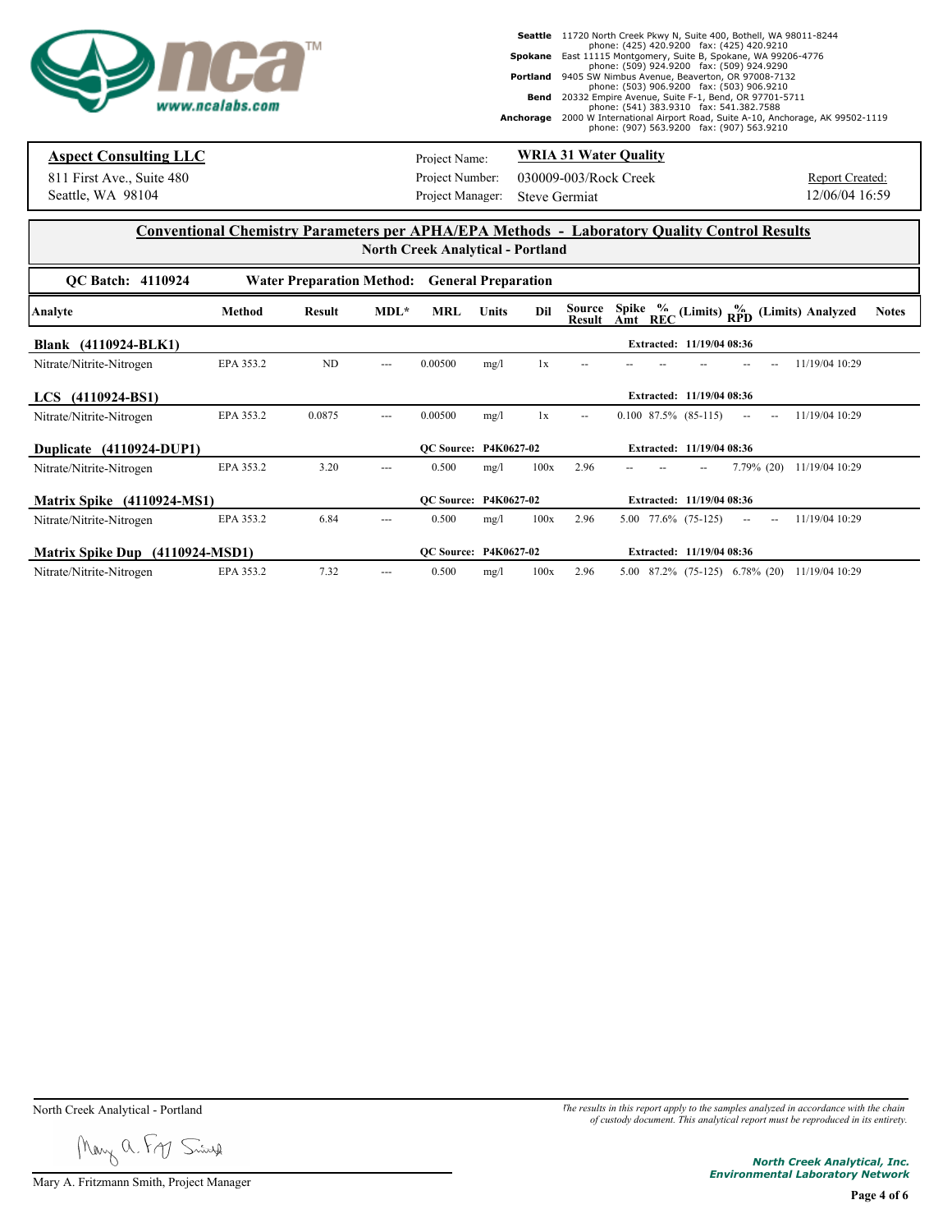**Seattle** 11720 North Creek Pkwy N, Suite 400, Bothell, WA 98011-8244 phone: (425) 420.9200 fax: (425) 420.9210
**Spokane** East 11115 Montgomery, Suite B, Spokane, WA 99206-4776 phone: (509) 924.9200 fax: (509) 924.9290
**Portland** 9405 SW Nimbus Avenue, Beaverton, OR 97008-7132 phone: (503) 906.9200 fax: (503) 906.9210
**Bend** 20332 Empire Avenue, Suite F-1, Bend, OR 97701-5711 phone: (541) 383.9310 fax: 541.382.7588
**Anchorage** 2000 W International Airport Road, Suite A-10, Anchorage, AK 99502-1119 phone: (907) 563.9200 fax: (907) 563.9210

| **Aspect Consulting LLC** | Project Name: | **WRIA 31 Water Quality** | |
|---|---|---|---|
| 811 First Ave., Suite 480 | Project Number: | 030009-003/Rock Creek | Report Created: |
| Seattle, WA 98104 | Project Manager: | Steve Germiat | 12/06/04 16:59 |

## Conventional Chemistry Parameters per APHA/EPA Methods - Laboratory Quality Control Results

### North Creek Analytical - Portland

**QC Batch: 4110924** **Water Preparation Method: General Preparation**

| Analyte | Method | Result | MDL* | MRL | Units | Dil | Source Result | Spike Amt | % REC | (Limits) | % RPD | (Limits) | Analyzed | Notes |
|---|---|---|---|---|---|---|---|---|---|---|---|---|---|---|
| **Blank (4110924-BLK1)** | | | | | | | | **Extracted: 11/19/04 08:36** | | | | | | |
| Nitrate/Nitrite-Nitrogen | EPA 353.2 | ND | --- | 0.00500 | mg/l | 1x | -- | -- | -- | -- | -- | -- | 11/19/04 10:29 | |
| **LCS (4110924-BS1)** | | | | | | | | **Extracted: 11/19/04 08:36** | | | | | | |
| Nitrate/Nitrite-Nitrogen | EPA 353.2 | 0.0875 | --- | 0.00500 | mg/l | 1x | -- | 0.100 | 87.5% | (85-115) | -- | -- | 11/19/04 10:29 | |
| **Duplicate (4110924-DUP1)** | | | | **QC Source: P4K0627-02** | | | | **Extracted: 11/19/04 08:36** | | | | | | |
| Nitrate/Nitrite-Nitrogen | EPA 353.2 | 3.20 | --- | 0.500 | mg/l | 100x | 2.96 | -- | -- | -- | 7.79% | (20) | 11/19/04 10:29 | |
| **Matrix Spike (4110924-MS1)** | | | | **QC Source: P4K0627-02** | | | | **Extracted: 11/19/04 08:36** | | | | | | |
| Nitrate/Nitrite-Nitrogen | EPA 353.2 | 6.84 | --- | 0.500 | mg/l | 100x | 2.96 | 5.00 | 77.6% | (75-125) | -- | -- | 11/19/04 10:29 | |
| **Matrix Spike Dup (4110924-MSD1)** | | | | **QC Source: P4K0627-02** | | | | **Extracted: 11/19/04 08:36** | | | | | | |
| Nitrate/Nitrite-Nitrogen | EPA 353.2 | 7.32 | --- | 0.500 | mg/l | 100x | 2.96 | 5.00 | 87.2% | (75-125) | 6.78% | (20) | 11/19/04 10:29 | |

North Creek Analytical - Portland

*The results in this report apply to the samples analyzed in accordance with the chain of custody document. This analytical report must be reproduced in its entirety.*

Mary A. Fritzmann Smith, Project Manager

***North Creek Analytical, Inc. Environmental Laboratory Network***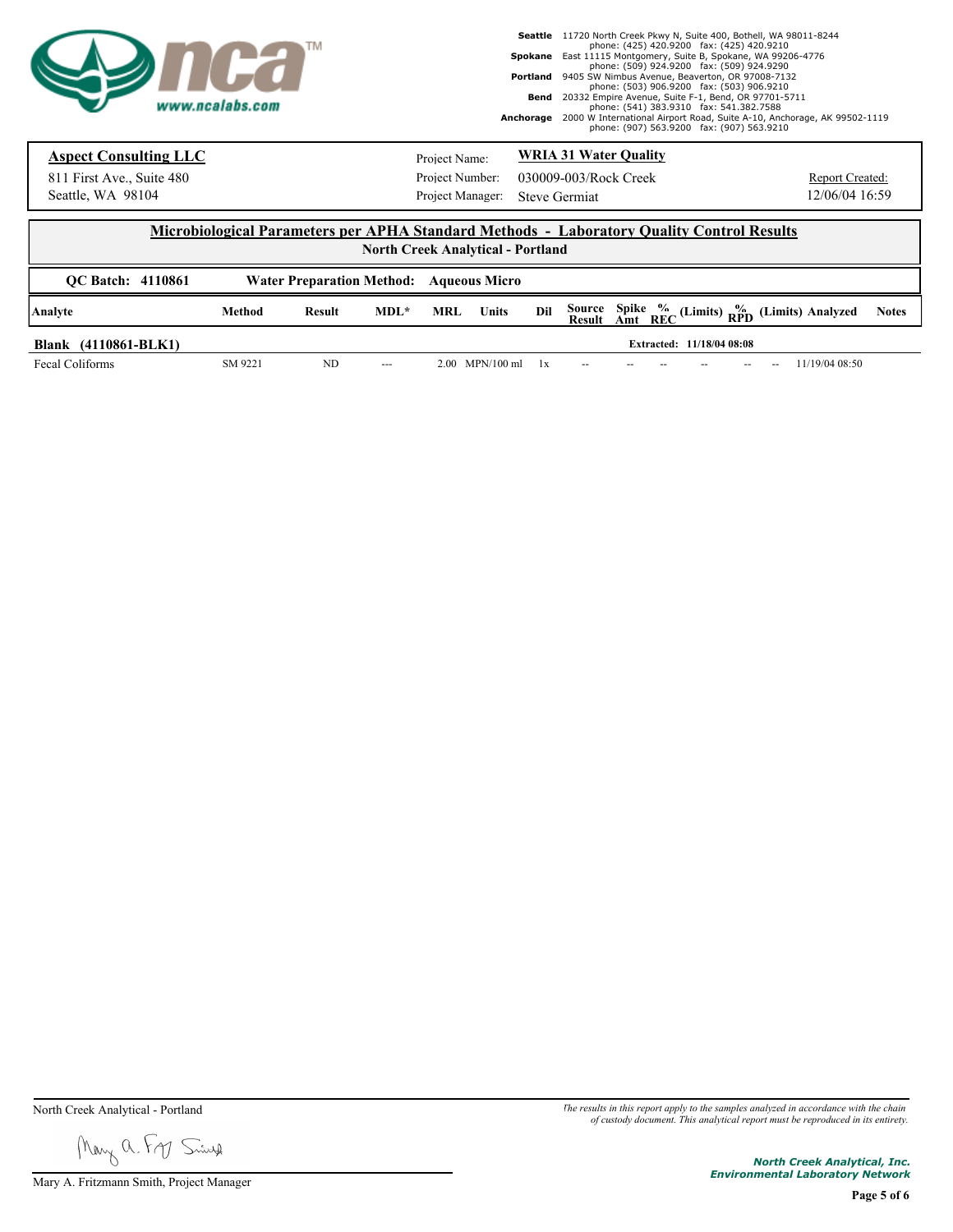**Seattle** 11720 North Creek Pkwy N, Suite 400, Bothell, WA 98011-8244
phone: (425) 420.9200 fax: (425) 420.9210
**Spokane** East 11115 Montgomery, Suite B, Spokane, WA 99206-4776
phone: (509) 924.9200 fax: (509) 924.9290
**Portland** 9405 SW Nimbus Avenue, Beaverton, OR 97008-7132
phone: (503) 906.9200 fax: (503) 906.9210
**Bend** 20332 Empire Avenue, Suite F-1, Bend, OR 97701-5711
phone: (541) 383.9310 fax: 541.382.7588
**Anchorage** 2000 W International Airport Road, Suite A-10, Anchorage, AK 99502-1119
phone: (907) 563.9200 fax: (907) 563.9210

**Aspect Consulting LLC**
811 First Ave., Suite 480
Seattle, WA 98104

Project Name: **WRIA 31 Water Quality**
Project Number: 030009-003/Rock Creek
Project Manager: Steve Germiat

Report Created: 12/06/04 16:59

## Microbiological Parameters per APHA Standard Methods - Laboratory Quality Control Results

### North Creek Analytical - Portland

**QC Batch: 4110861** **Water Preparation Method: Aqueous Micro**

| Analyte | Method | Result | MDL* | MRL | Units | Dil | Source Result | Spike Amt | % REC | (Limits) | % RPD | (Limits) | Analyzed | Notes |
|---|---|---|---|---|---|---|---|---|---|---|---|---|---|---|
| **Blank (4110861-BLK1)** | | | | | | | | Extracted: 11/18/04 08:08 | | | | | | |
| Fecal Coliforms | SM 9221 | ND | --- | 2.00 | MPN/100 ml | 1x | -- | -- | -- | -- | -- | -- | 11/19/04 08:50 | |

North Creek Analytical - Portland

Mary A. Fritzmann Smith, Project Manager

*The results in this report apply to the samples analyzed in accordance with the chain of custody document. This analytical report must be reproduced in its entirety.*

*North Creek Analytical, Inc.*
*Environmental Laboratory Network*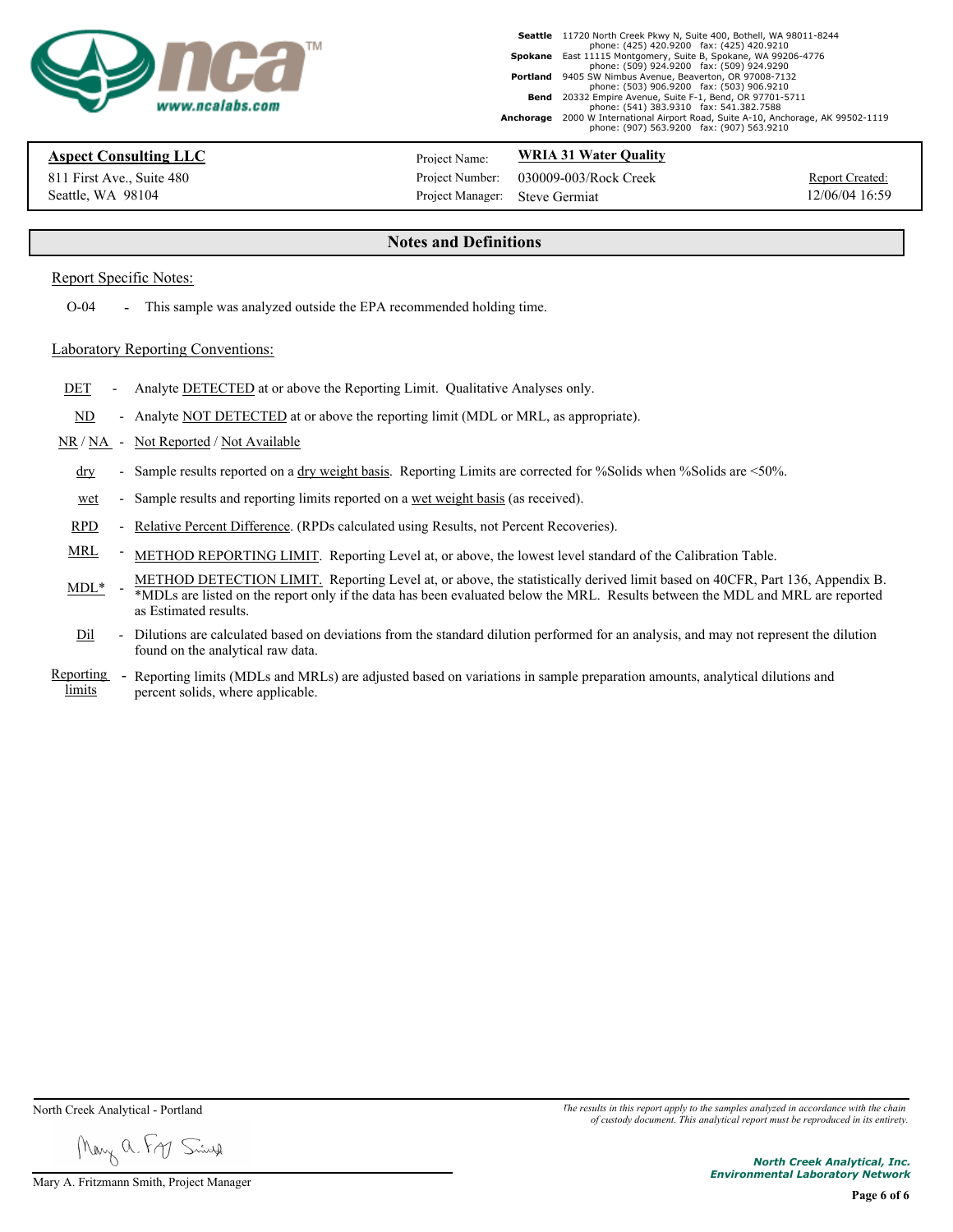**Aspect Consulting LLC**
811 First Ave., Suite 480
Seattle, WA 98104

Project Name: **WRIA 31 Water Quality**
Project Number: 030009-003/Rock Creek
Project Manager: Steve Germiat

Report Created: 12/06/04 16:59

## Notes and Definitions

Report Specific Notes:

- O-04 - This sample was analyzed outside the EPA recommended holding time.

Laboratory Reporting Conventions:

- DET - Analyte DETECTED at or above the Reporting Limit. Qualitative Analyses only.
- ND - Analyte NOT DETECTED at or above the reporting limit (MDL or MRL, as appropriate).
- NR / NA - Not Reported / Not Available
- dry - Sample results reported on a dry weight basis. Reporting Limits are corrected for %Solids when %Solids are <50%.
- wet - Sample results and reporting limits reported on a wet weight basis (as received).
- RPD - Relative Percent Difference. (RPDs calculated using Results, not Percent Recoveries).
- MRL - METHOD REPORTING LIMIT. Reporting Level at, or above, the lowest level standard of the Calibration Table.
- MDL* - METHOD DETECTION LIMIT. Reporting Level at, or above, the statistically derived limit based on 40CFR, Part 136, Appendix B. *MDLs are listed on the report only if the data has been evaluated below the MRL. Results between the MDL and MRL are reported as Estimated results.
- Dil - Dilutions are calculated based on deviations from the standard dilution performed for an analysis, and may not represent the dilution found on the analytical raw data.
- Reporting limits - Reporting limits (MDLs and MRLs) are adjusted based on variations in sample preparation amounts, analytical dilutions and percent solids, where applicable.

North Creek Analytical - Portland

Mary A. Fritzmann Smith, Project Manager

*The results in this report apply to the samples analyzed in accordance with the chain of custody document. This analytical report must be reproduced in its entirety.*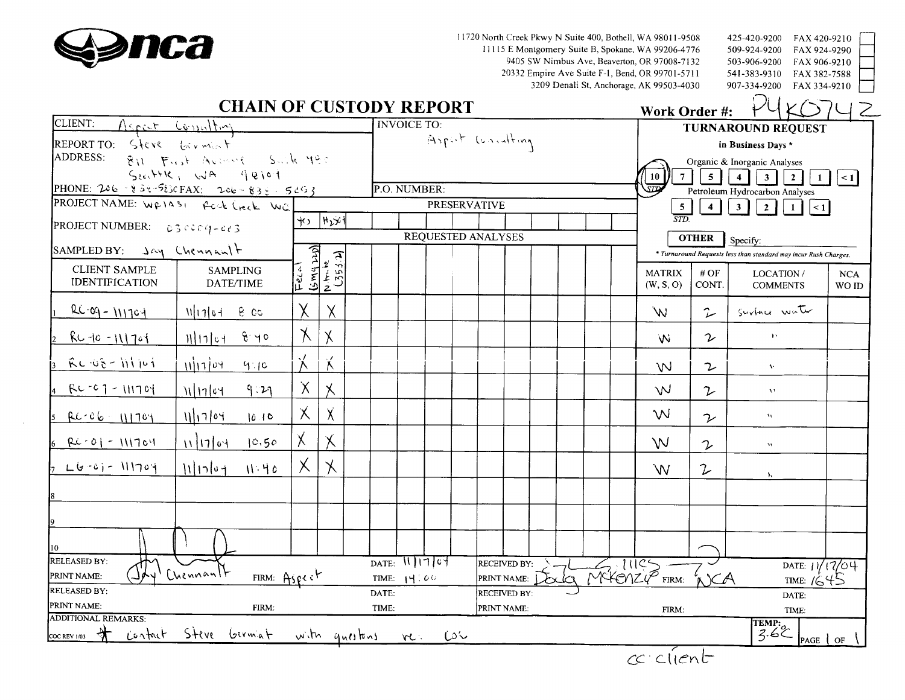# nca

11720 North Creek Pkwy N Suite 400, Bothell, WA 98011-9508 — 425-420-9200 FAX 420-9210
11115 E Montgomery Suite B, Spokane, WA 99206-4776 — 509-924-9200 FAX 924-9290
9405 SW Nimbus Ave, Beaverton, OR 97008-7132 — 503-906-9200 FAX 906-9210
20332 Empire Ave Suite F-1, Bend, OR 97701-5711 — 541-383-9310 FAX 382-7588
3209 Denali St, Anchorage, AK 99503-4030 — 907-334-9200 FAX 334-9210

## CHAIN OF CUSTODY REPORT

**Work Order #:** P4K0742

CLIENT: Aspect Consulting
REPORT TO: Steve Germiat
ADDRESS: 811 First Avenue Suite 480, Seattle, WA 98104
PHONE: 206-838-5830 FAX: 206-838-5853
PROJECT NAME: WE1431 Rock Creek WQ
PROJECT NUMBER: 030009-003
SAMPLED BY: Jay Chennault

INVOICE TO: Aspect Consulting
P.O. NUMBER:

**TURNAROUND REQUEST** in Business Days *
Organic & Inorganic Analyses: (10 STD circled) 7 5 4 3 2 1 <1
Petroleum Hydrocarbon Analyses: 5 STD. 4 3 2 1 <1
OTHER Specify:
* Turnaround Requests less than standard may incur Rush Charges.

PRESERVATIVE: HCl (Fecal), H2SO4 (Nitrate)

REQUESTED ANALYSES: Fecal (SM9222D), Nitrate (353.2)

| | CLIENT SAMPLE IDENTIFICATION | SAMPLING DATE/TIME | Fecal (SM9222D) | Nitrate (353.2) | MATRIX (W, S, O) | # OF CONT. | LOCATION / COMMENTS | NCA WO ID |
|---|---|---|---|---|---|---|---|---|
| 1 | RC-09-111704 | 11/17/04 8:00 | X | X | W | 2 | surface water | |
| 2 | RC-10-111704 | 11/17/04 8:40 | X | X | W | 2 | " | |
| 3 | RC-08-111704 | 11/17/04 9:10 | X | X | W | 2 | " | |
| 4 | RC-07-111704 | 11/17/04 9:27 | X | X | W | 2 | " | |
| 5 | RC-06-111704 | 11/17/04 10:10 | X | X | W | 2 | " | |
| 6 | RC-01-111704 | 11/17/04 10:50 | X | X | W | 2 | " | |
| 7 | LG-01-111704 | 11/17/04 11:40 | X | X | W | 2 | " | |
| 8 | | | | | | | | |
| 9 | | | | | | | | |
| 10 | | | | | | | | |

| RELEASED BY: (signature) | DATE: 11/17/04 | RECEIVED BY: (signature) | DATE: 11/17/04 |
|---|---|---|---|
| PRINT NAME: Jay Chennault FIRM: Aspect | TIME: 14:00 | PRINT NAME: Doug McKenzie FIRM: NCA | TIME: 1645 |
| RELEASED BY: | DATE: | RECEIVED BY: | DATE: |
| PRINT NAME: FIRM: | TIME: | PRINT NAME: FIRM: | TIME: |

ADDITIONAL REMARKS: * Contact Steve Germiat with questions re: COC

TEMP: 3.6°C

PAGE 1 OF 1

COC REV 1/03

cc: client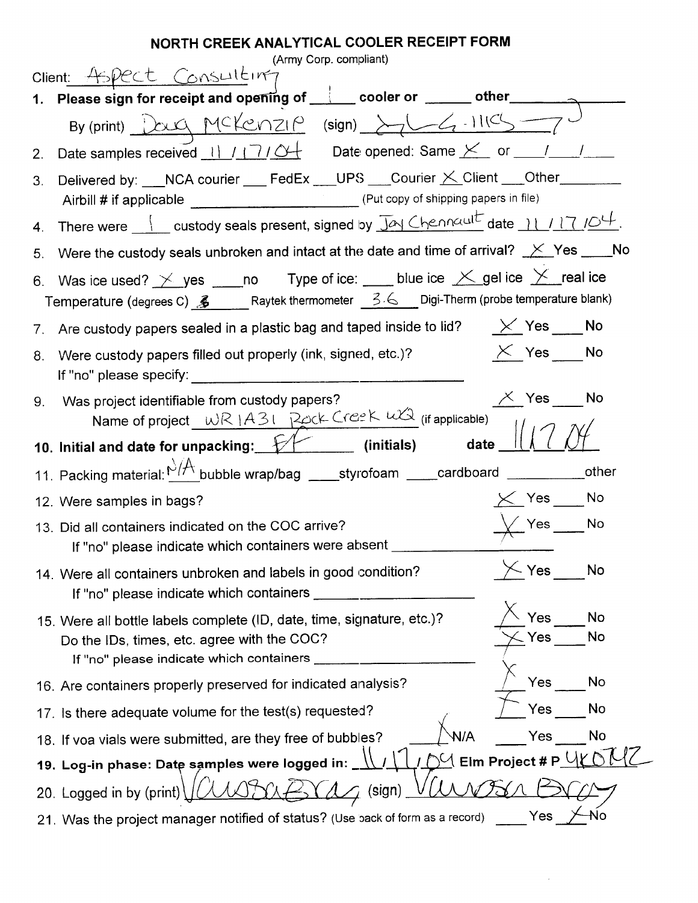# NORTH CREEK ANALYTICAL COOLER RECEIPT FORM

(Army Corp. compliant)

Client: Aspect Consulting

1. **Please sign for receipt and opening of** \_\_1\_\_ **cooler or** \_\_\_\_\_\_ **other**\_\_\_\_\_\_\_\_

   By (print) Doug McKenzie (sign) [signature]

2. Date samples received 11 / 17 / 04 Date opened: Same X or \_\_\_ / \_\_\_ / \_\_\_

3. Delivered by: \_\_\_NCA courier \_\_\_ FedEx \_\_\_UPS \_\_\_Courier X Client \_\_\_Other\_\_\_\_\_\_\_\_

   Airbill # if applicable \_\_\_\_\_\_\_\_\_\_\_\_\_\_\_\_\_\_\_\_ (Put copy of shipping papers in file)

4. There were \_\_1\_\_ custody seals present, signed by Jay Chennault date 11 / 17 / 04.

5. Were the custody seals unbroken and intact at the date and time of arrival? X Yes \_\_\_\_No

6. Was ice used? X yes \_\_\_\_no Type of ice: \_\_\_\_ blue ice X gel ice X real ice

   Temperature (degrees C) [illegible] Raytek thermometer 3.6 Digi-Therm (probe temperature blank)

7. Are custody papers sealed in a plastic bag and taped inside to lid? X Yes \_\_\_\_ No

8. Were custody papers filled out properly (ink, signed, etc.)? X Yes \_\_\_\_ No

   If "no" please specify: \_\_\_\_\_\_\_\_\_\_\_\_\_\_\_\_\_\_\_\_\_\_\_\_\_\_\_\_

9. Was project identifiable from custody papers? X Yes \_\_\_\_ No

   Name of project WRIA31 Rock Creek WQ (if applicable)

10. **Initial and date for unpacking:** EF **(initials) date** 11 17 04

11. Packing material: N/A bubble wrap/bag \_\_\_\_styrofoam \_\_\_\_cardboard \_\_\_\_\_\_\_\_\_\_other

12. Were samples in bags? X Yes \_\_\_\_ No

13. Did all containers indicated on the COC arrive? X Yes \_\_\_\_ No

    If "no" please indicate which containers were absent \_\_\_\_\_\_\_\_\_\_\_\_\_\_\_\_\_\_

14. Were all containers unbroken and labels in good condition? X Yes \_\_\_\_ No

    If "no" please indicate which containers \_\_\_\_\_\_\_\_\_\_\_\_\_\_\_\_\_\_

15. Were all bottle labels complete (ID, date, time, signature, etc.)? X Yes \_\_\_\_ No

    Do the IDs, times, etc. agree with the COC? X Yes \_\_\_\_ No

    If "no" please indicate which containers \_\_\_\_\_\_\_\_\_\_\_\_\_\_\_\_\_\_

16. Are containers properly preserved for indicated analysis? X Yes \_\_\_\_ No

17. Is there adequate volume for the test(s) requested? X Yes \_\_\_\_ No

18. If voa vials were submitted, are they free of bubbles? X N/A \_\_\_\_ Yes \_\_\_\_ No

19. **Log-in phase: Date samples were logged in:** 11 / 17 / 04 **Elm Project # P** 4K0142

20. Logged in by (print) Vanessa Bray (sign) Vanessa Bray

21. Was the project manager notified of status? (Use back of form as a record) \_\_\_\_ Yes X No